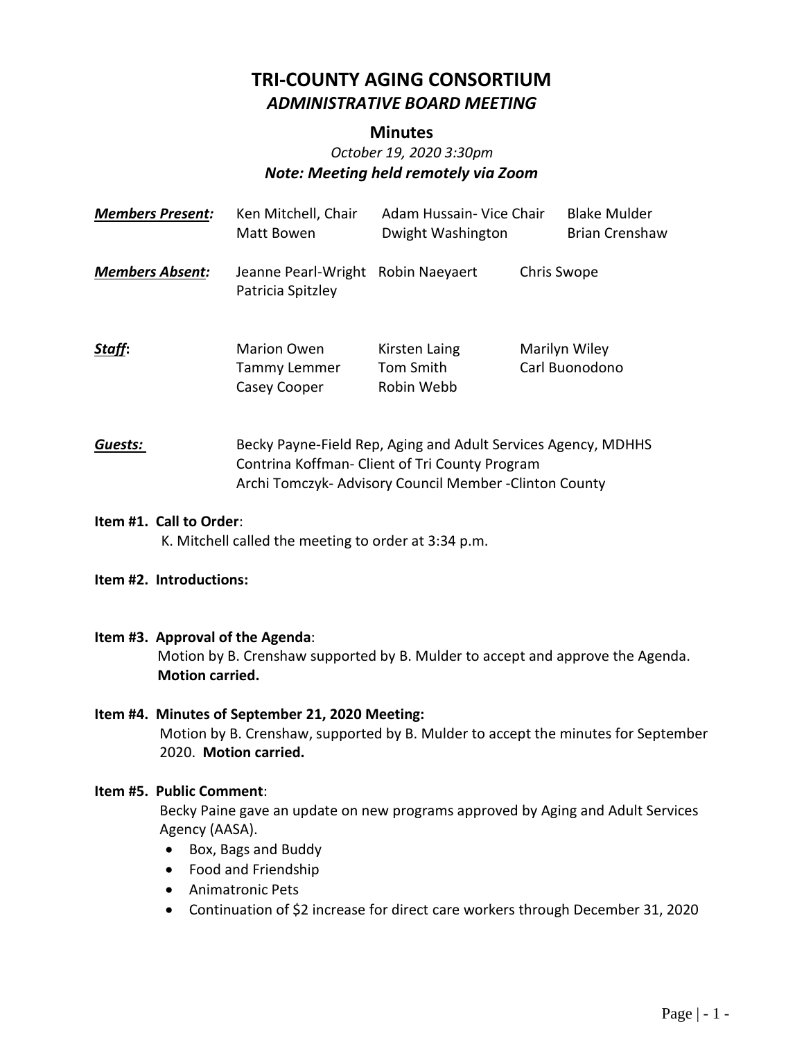# TRI-COUNTY AGING CONSORTIUM

## *ADMINISTRATIVE BOARD MEETING*

### Minutes

*October 19, 2020 3:30pm*

***Note: Meeting held remotely via Zoom***

| | | | |
|---|---|---|---|
| ***Members Present:*** | Ken Mitchell, Chair | Adam Hussain- Vice Chair | Blake Mulder |
| | Matt Bowen | Dwight Washington | Brian Crenshaw |
| ***Members Absent:*** | Jeanne Pearl-Wright | Robin Naeyaert | Chris Swope |
| | Patricia Spitzley | | |
| ***Staff*:** | Marion Owen | Kirsten Laing | Marilyn Wiley |
| | Tammy Lemmer | Tom Smith | Carl Buonodono |
| | Casey Cooper | Robin Webb | |

***Guests:*** Becky Payne-Field Rep, Aging and Adult Services Agency, MDHHS
Contrina Koffman- Client of Tri County Program
Archi Tomczyk- Advisory Council Member -Clinton County

**Item #1. Call to Order**:
K. Mitchell called the meeting to order at 3:34 p.m.

**Item #2. Introductions:**

**Item #3. Approval of the Agenda**:
Motion by B. Crenshaw supported by B. Mulder to accept and approve the Agenda. **Motion carried.**

**Item #4. Minutes of September 21, 2020 Meeting:**
Motion by B. Crenshaw, supported by B. Mulder to accept the minutes for September 2020. **Motion carried.**

**Item #5. Public Comment**:
Becky Paine gave an update on new programs approved by Aging and Adult Services Agency (AASA).

- Box, Bags and Buddy
- Food and Friendship
- Animatronic Pets
- Continuation of $2 increase for direct care workers through December 31, 2020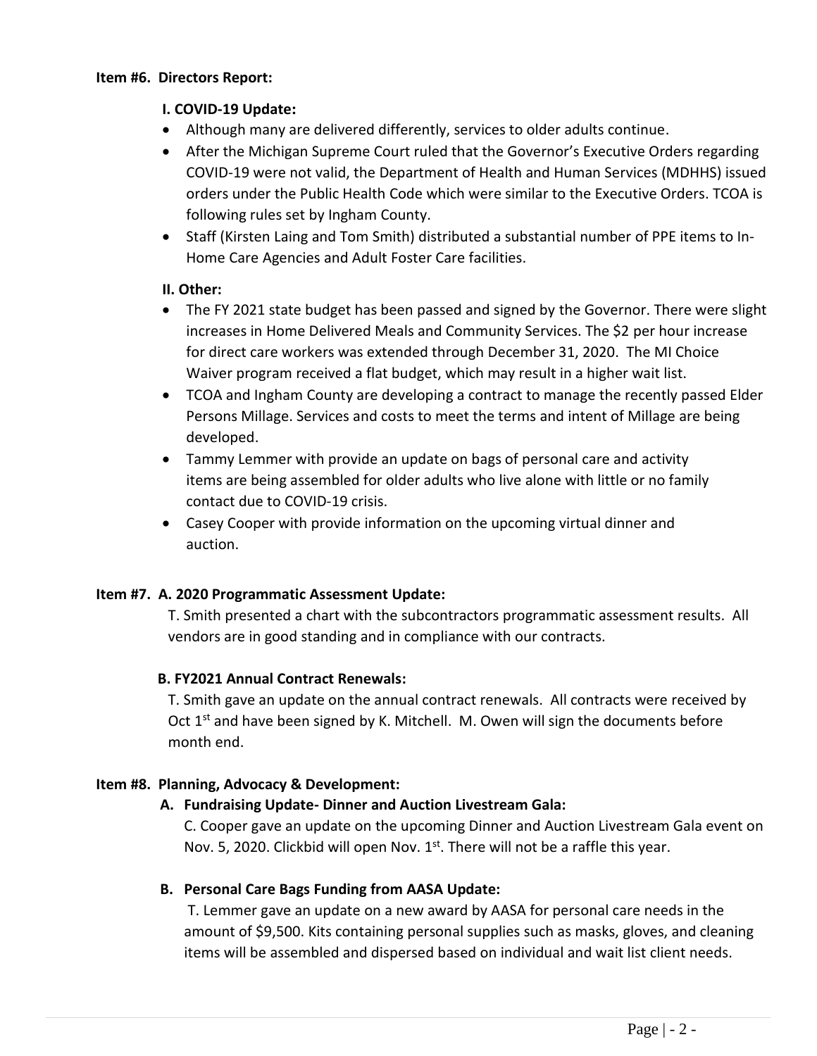**Item #6. Directors Report:**

**I. COVID-19 Update:**

- Although many are delivered differently, services to older adults continue.
- After the Michigan Supreme Court ruled that the Governor's Executive Orders regarding COVID-19 were not valid, the Department of Health and Human Services (MDHHS) issued orders under the Public Health Code which were similar to the Executive Orders. TCOA is following rules set by Ingham County.
- Staff (Kirsten Laing and Tom Smith) distributed a substantial number of PPE items to In-Home Care Agencies and Adult Foster Care facilities.

**II. Other:**

- The FY 2021 state budget has been passed and signed by the Governor. There were slight increases in Home Delivered Meals and Community Services. The $2 per hour increase for direct care workers was extended through December 31, 2020. The MI Choice Waiver program received a flat budget, which may result in a higher wait list.
- TCOA and Ingham County are developing a contract to manage the recently passed Elder Persons Millage. Services and costs to meet the terms and intent of Millage are being developed.
- Tammy Lemmer with provide an update on bags of personal care and activity items are being assembled for older adults who live alone with little or no family contact due to COVID-19 crisis.
- Casey Cooper with provide information on the upcoming virtual dinner and auction.

**Item #7. A. 2020 Programmatic Assessment Update:**

T. Smith presented a chart with the subcontractors programmatic assessment results. All vendors are in good standing and in compliance with our contracts.

**B. FY2021 Annual Contract Renewals:**

T. Smith gave an update on the annual contract renewals. All contracts were received by Oct 1st and have been signed by K. Mitchell. M. Owen will sign the documents before month end.

**Item #8. Planning, Advocacy & Development:**

**A. Fundraising Update- Dinner and Auction Livestream Gala:**

C. Cooper gave an update on the upcoming Dinner and Auction Livestream Gala event on Nov. 5, 2020. Clickbid will open Nov. 1st. There will not be a raffle this year.

**B. Personal Care Bags Funding from AASA Update:**

T. Lemmer gave an update on a new award by AASA for personal care needs in the amount of $9,500. Kits containing personal supplies such as masks, gloves, and cleaning items will be assembled and dispersed based on individual and wait list client needs.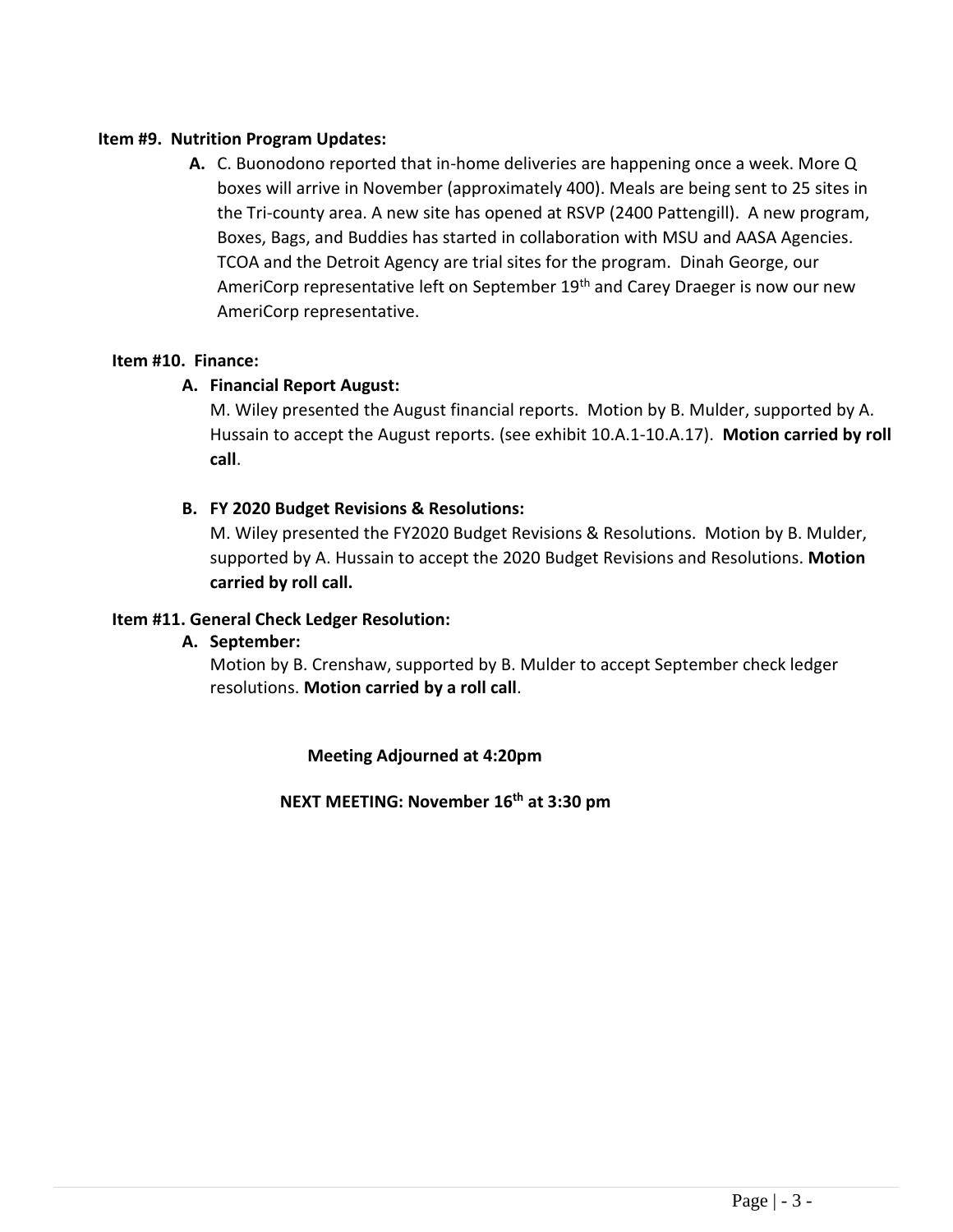**Item #9. Nutrition Program Updates:**

**A.** C. Buonodono reported that in-home deliveries are happening once a week. More Q boxes will arrive in November (approximately 400). Meals are being sent to 25 sites in the Tri-county area. A new site has opened at RSVP (2400 Pattengill). A new program, Boxes, Bags, and Buddies has started in collaboration with MSU and AASA Agencies. TCOA and the Detroit Agency are trial sites for the program. Dinah George, our AmeriCorp representative left on September 19th and Carey Draeger is now our new AmeriCorp representative.

**Item #10. Finance:**

**A. Financial Report August:**

M. Wiley presented the August financial reports. Motion by B. Mulder, supported by A. Hussain to accept the August reports. (see exhibit 10.A.1-10.A.17). **Motion carried by roll call**.

**B. FY 2020 Budget Revisions & Resolutions:**

M. Wiley presented the FY2020 Budget Revisions & Resolutions. Motion by B. Mulder, supported by A. Hussain to accept the 2020 Budget Revisions and Resolutions. **Motion carried by roll call.**

**Item #11. General Check Ledger Resolution:**

**A. September:**

Motion by B. Crenshaw, supported by B. Mulder to accept September check ledger resolutions. **Motion carried by a roll call**.

**Meeting Adjourned at 4:20pm**

**NEXT MEETING: November 16th at 3:30 pm**